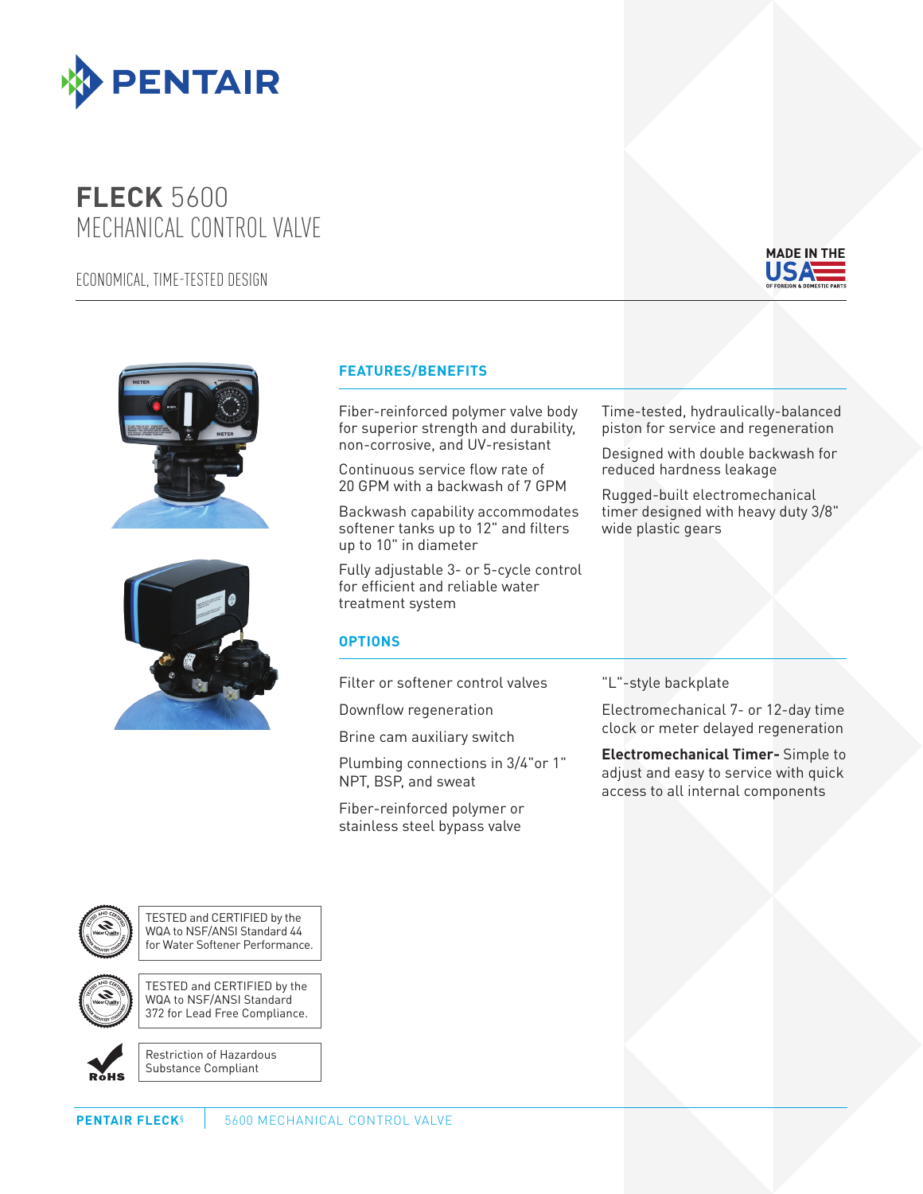# FLECK 5600
## MECHANICAL CONTROL VALVE

ECONOMICAL, TIME-TESTED DESIGN

MADE IN THE USA OF FOREIGN & DOMESTIC PARTS

### FEATURES/BENEFITS

Fiber-reinforced polymer valve body for superior strength and durability, non-corrosive, and UV-resistant

Continuous service flow rate of 20 GPM with a backwash of 7 GPM

Backwash capability accommodates softener tanks up to 12" and filters up to 10" in diameter

Fully adjustable 3- or 5-cycle control for efficient and reliable water treatment system

Time-tested, hydraulically-balanced piston for service and regeneration

Designed with double backwash for reduced hardness leakage

Rugged-built electromechanical timer designed with heavy duty 3/8" wide plastic gears

### OPTIONS

Filter or softener control valves

Downflow regeneration

Brine cam auxiliary switch

Plumbing connections in 3/4"or 1" NPT, BSP, and sweat

Fiber-reinforced polymer or stainless steel bypass valve

"L"-style backplate

Electromechanical 7- or 12-day time clock or meter delayed regeneration

**Electromechanical Timer-** Simple to adjust and easy to service with quick access to all internal components

TESTED and CERTIFIED by the WQA to NSF/ANSI Standard 44 for Water Softener Performance.

TESTED and CERTIFIED by the WQA to NSF/ANSI Standard 372 for Lead Free Compliance.

Restriction of Hazardous Substance Compliant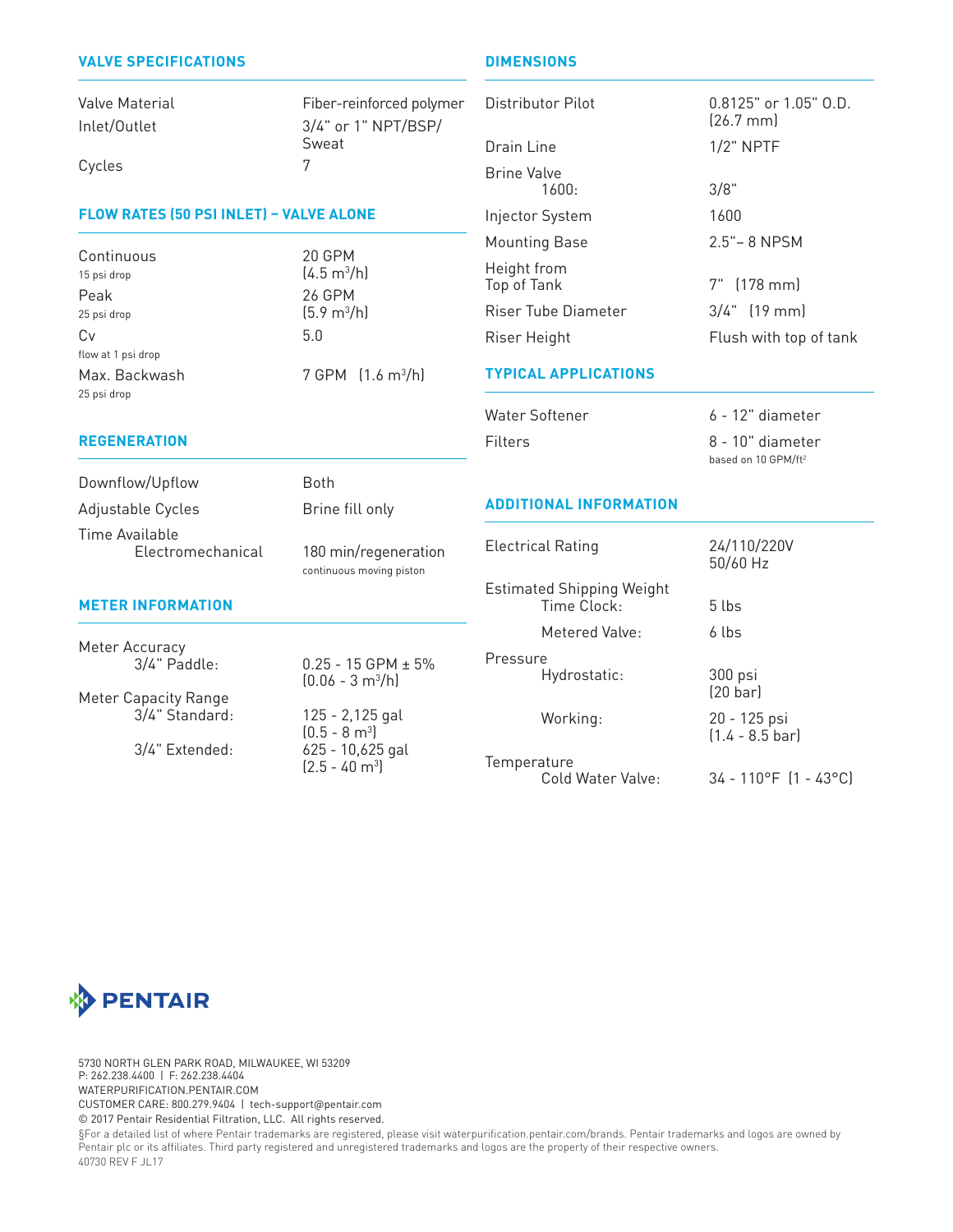## VALVE SPECIFICATIONS

| | |
|---|---|
| Valve Material | Fiber-reinforced polymer |
| Inlet/Outlet | 3/4" or 1" NPT/BSP/ Sweat |
| Cycles | 7 |

## FLOW RATES (50 PSI INLET) – VALVE ALONE

| | |
|---|---|
| Continuous<br>15 psi drop | 20 GPM<br>(4.5 $m^3/h$) |
| Peak<br>25 psi drop | 26 GPM<br>(5.9 $m^3/h$) |
| Cv<br>flow at 1 psi drop | 5.0 |
| Max. Backwash<br>25 psi drop | 7 GPM (1.6 $m^3/h$) |

## REGENERATION

| | |
|---|---|
| Downflow/Upflow | Both |
| Adjustable Cycles | Brine fill only |
| Time Available<br>Electromechanical | 180 min/regeneration<br>continuous moving piston |

## METER INFORMATION

| | |
|---|---|
| Meter Accuracy<br>3/4" Paddle: | 0.25 - 15 GPM ± 5%<br>(0.06 - 3 $m^3/h$) |
| Meter Capacity Range<br>3/4" Standard: | 125 - 2,125 gal<br>(0.5 - 8 $m^3$) |
| 3/4" Extended: | 625 - 10,625 gal<br>(2.5 - 40 $m^3$) |

## DIMENSIONS

| | |
|---|---|
| Distributor Pilot | 0.8125" or 1.05" O.D. (26.7 mm) |
| Drain Line | 1/2" NPTF |
| Brine Valve<br>1600: | 3/8" |
| Injector System | 1600 |
| Mounting Base | 2.5"– 8 NPSM |
| Height from Top of Tank | 7" (178 mm) |
| Riser Tube Diameter | 3/4" (19 mm) |
| Riser Height | Flush with top of tank |

## TYPICAL APPLICATIONS

| | |
|---|---|
| Water Softener | 6 - 12" diameter |
| Filters | 8 - 10" diameter<br>based on 10 GPM/$ft^2$ |

## ADDITIONAL INFORMATION

| | |
|---|---|
| Electrical Rating | 24/110/220V<br>50/60 Hz |
| Estimated Shipping Weight<br>Time Clock: | 5 lbs |
| Metered Valve: | 6 lbs |
| Pressure<br>Hydrostatic: | 300 psi<br>(20 bar) |
| Working: | 20 - 125 psi<br>(1.4 - 8.5 bar) |
| Temperature<br>Cold Water Valve: | 34 - 110°F (1 - 43°C) |

PENTAIR

5730 NORTH GLEN PARK ROAD, MILWAUKEE, WI 53209
P: 262.238.4400 | F: 262.238.4404
WATERPURIFICATION.PENTAIR.COM
CUSTOMER CARE: 800.279.9404 | tech-support@pentair.com
© 2017 Pentair Residential Filtration, LLC. All rights reserved.
§For a detailed list of where Pentair trademarks are registered, please visit waterpurification.pentair.com/brands. Pentair trademarks and logos are owned by Pentair plc or its affiliates. Third party registered and unregistered trademarks and logos are the property of their respective owners.
40730 REV F JL17